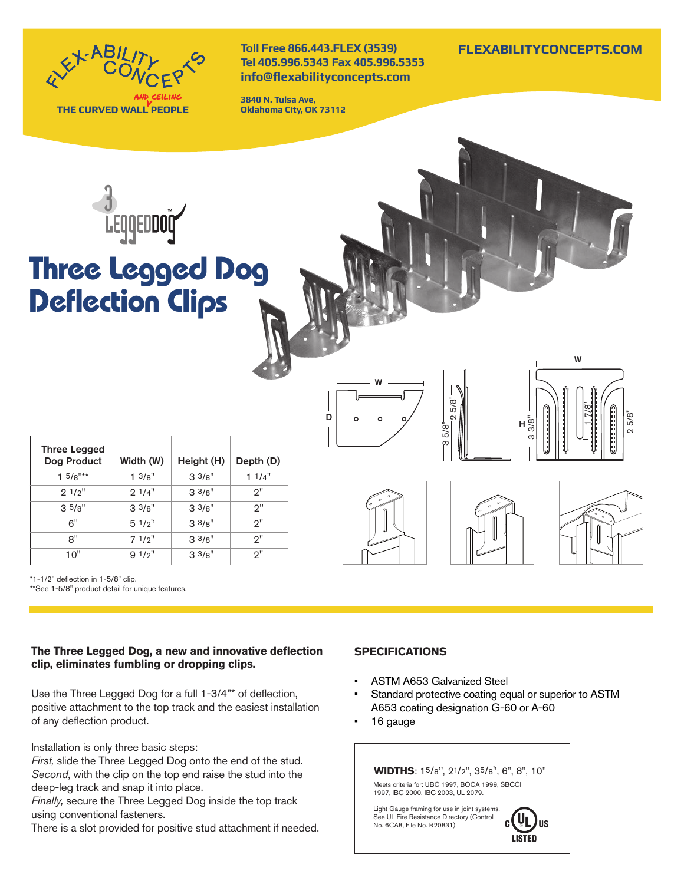FLEX-ABILITY CONCEPTS
THE CURVED WALL AND CEILING PEOPLE

**Toll Free 866.443.FLEX (3539)**
**Tel 405.996.5343 Fax 405.996.5353**
**info@flexabilityconcepts.com**

**3840 N. Tulsa Ave,**
**Oklahoma City, OK 73112**

**FLEXABILITYCONCEPTS.COM**

# Three Legged Dog Deflection Clips

| Three Legged Dog Product | Width (W) | Height (H) | Depth (D) |
|---|---|---|---|
| 1 5/8"** | 1 3/8" | 3 3/8" | 1 1/4" |
| 2 1/2" | 2 1/4" | 3 3/8" | 2" |
| 3 5/8" | 3 3/8" | 3 3/8" | 2" |
| 6" | 5 1/2" | 3 3/8" | 2" |
| 8" | 7 1/2" | 3 3/8" | 2" |
| 10" | 9 1/2" | 3 3/8" | 2" |

*1-1/2" deflection in 1-5/8" clip.
**See 1-5/8" product detail for unique features.

**The Three Legged Dog, a new and innovative deflection clip, eliminates fumbling or dropping clips.**

Use the Three Legged Dog for a full 1-3/4"* of deflection, positive attachment to the top track and the easiest installation of any deflection product.

Installation is only three basic steps:
*First,* slide the Three Legged Dog onto the end of the stud.
*Second*, with the clip on the top end raise the stud into the deep-leg track and snap it into place.
*Finally,* secure the Three Legged Dog inside the top track using conventional fasteners.
There is a slot provided for positive stud attachment if needed.

## SPECIFICATIONS

- ASTM A653 Galvanized Steel
- Standard protective coating equal or superior to ASTM A653 coating designation G-60 or A-60
- 16 gauge

**WIDTHS**: 1 5/8", 2 1/2", 3 5/8", 6", 8", 10"

Meets criteria for: UBC 1997, BOCA 1999, SBCCI 1997, IBC 2000, IBC 2003, UL 2079.

Light Gauge framing for use in joint systems. See UL Fire Resistance Directory (Control No. 6CA8, File No. R20831)

c UL us LISTED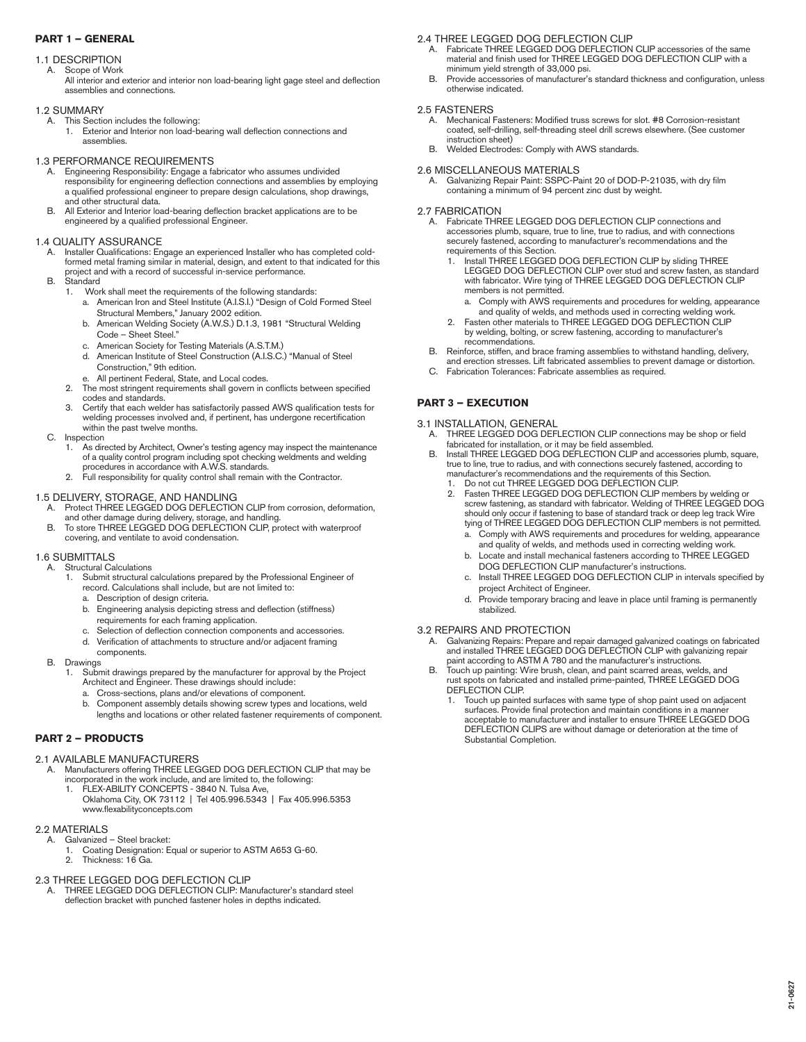## PART 1 – GENERAL

### 1.1 DESCRIPTION

A. Scope of Work

All interior and exterior and interior non load-bearing light gage steel and deflection assemblies and connections.

### 1.2 SUMMARY

A. This Section includes the following:
   1. Exterior and Interior non load-bearing wall deflection connections and assemblies.

### 1.3 PERFORMANCE REQUIREMENTS

A. Engineering Responsibility: Engage a fabricator who assumes undivided responsibility for engineering deflection connections and assemblies by employing a qualified professional engineer to prepare design calculations, shop drawings, and other structural data.

B. All Exterior and Interior load-bearing deflection bracket applications are to be engineered by a qualified professional Engineer.

### 1.4 QUALITY ASSURANCE

A. Installer Qualifications: Engage an experienced Installer who has completed cold-formed metal framing similar in material, design, and extent to that indicated for this project and with a record of successful in-service performance.

B. Standard
   1. Work shall meet the requirements of the following standards:
      a. American Iron and Steel Institute (A.I.S.I.) "Design of Cold Formed Steel Structural Members," January 2002 edition.
      b. American Welding Society (A.W.S.) D.1.3, 1981 "Structural Welding Code – Sheet Steel."
      c. American Society for Testing Materials (A.S.T.M.)
      d. American Institute of Steel Construction (A.I.S.C.) "Manual of Steel Construction," 9th edition.
      e. All pertinent Federal, State, and Local codes.
   2. The most stringent requirements shall govern in conflicts between specified codes and standards.
   3. Certify that each welder has satisfactorily passed AWS qualification tests for welding processes involved and, if pertinent, has undergone recertification within the past twelve months.

C. Inspection
   1. As directed by Architect, Owner's testing agency may inspect the maintenance of a quality control program including spot checking weldments and welding procedures in accordance with A.W.S. standards.
   2. Full responsibility for quality control shall remain with the Contractor.

### 1.5 DELIVERY, STORAGE, AND HANDLING

A. Protect THREE LEGGED DOG DEFLECTION CLIP from corrosion, deformation, and other damage during delivery, storage, and handling.

B. To store THREE LEGGED DOG DEFLECTION CLIP, protect with waterproof covering, and ventilate to avoid condensation.

### 1.6 SUBMITTALS

A. Structural Calculations
   1. Submit structural calculations prepared by the Professional Engineer of record. Calculations shall include, but are not limited to:
      a. Description of design criteria.
      b. Engineering analysis depicting stress and deflection (stiffness) requirements for each framing application.
      c. Selection of deflection connection components and accessories.
      d. Verification of attachments to structure and/or adjacent framing components.

B. Drawings
   1. Submit drawings prepared by the manufacturer for approval by the Project Architect and Engineer. These drawings should include:
      a. Cross-sections, plans and/or elevations of component.
      b. Component assembly details showing screw types and locations, weld lengths and locations or other related fastener requirements of component.

## PART 2 – PRODUCTS

### 2.1 AVAILABLE MANUFACTURERS

A. Manufacturers offering THREE LEGGED DOG DEFLECTION CLIP that may be incorporated in the work include, and are limited to, the following:
   1. FLEX-ABILITY CONCEPTS - 3840 N. Tulsa Ave, Oklahoma City, OK 73112 | Tel 405.996.5343 | Fax 405.996.5353 www.flexabilityconcepts.com

### 2.2 MATERIALS

A. Galvanized – Steel bracket:
   1. Coating Designation: Equal or superior to ASTM A653 G-60.
   2. Thickness: 16 Ga.

### 2.3 THREE LEGGED DOG DEFLECTION CLIP

A. THREE LEGGED DOG DEFLECTION CLIP: Manufacturer's standard steel deflection bracket with punched fastener holes in depths indicated.

### 2.4 THREE LEGGED DOG DEFLECTION CLIP

A. Fabricate THREE LEGGED DOG DEFLECTION CLIP accessories of the same material and finish used for THREE LEGGED DOG DEFLECTION CLIP with a minimum yield strength of 33,000 psi.

B. Provide accessories of manufacturer's standard thickness and configuration, unless otherwise indicated.

### 2.5 FASTENERS

A. Mechanical Fasteners: Modified truss screws for slot. #8 Corrosion-resistant coated, self-drilling, self-threading steel drill screws elsewhere. (See customer instruction sheet)

B. Welded Electrodes: Comply with AWS standards.

### 2.6 MISCELLANEOUS MATERIALS

A. Galvanizing Repair Paint: SSPC-Paint 20 of DOD-P-21035, with dry film containing a minimum of 94 percent zinc dust by weight.

### 2.7 FABRICATION

A. Fabricate THREE LEGGED DOG DEFLECTION CLIP connections and accessories plumb, square, true to line, true to radius, and with connections securely fastened, according to manufacturer's recommendations and the requirements of this Section.
   1. Install THREE LEGGED DOG DEFLECTION CLIP by sliding THREE LEGGED DOG DEFLECTION CLIP over stud and screw fasten, as standard with fabricator. Wire tying of THREE LEGGED DOG DEFLECTION CLIP members is not permitted.
      a. Comply with AWS requirements and procedures for welding, appearance and quality of welds, and methods used in correcting welding work.
   2. Fasten other materials to THREE LEGGED DOG DEFLECTION CLIP by welding, bolting, or screw fastening, according to manufacturer's recommendations.

B. Reinforce, stiffen, and brace framing assemblies to withstand handling, delivery, and erection stresses. Lift fabricated assemblies to prevent damage or distortion.

C. Fabrication Tolerances: Fabricate assemblies as required.

## PART 3 – EXECUTION

### 3.1 INSTALLATION, GENERAL

A. THREE LEGGED DOG DEFLECTION CLIP connections may be shop or field fabricated for installation, or it may be field assembled.

B. Install THREE LEGGED DOG DEFLECTION CLIP and accessories plumb, square, true to line, true to radius, and with connections securely fastened, according to manufacturer's recommendations and the requirements of this Section.
   1. Do not cut THREE LEGGED DOG DEFLECTION CLIP.
   2. Fasten THREE LEGGED DOG DEFLECTION CLIP members by welding or screw fastening, as standard with fabricator. Welding of THREE LEGGED DOG should only occur if fastening to base of standard track or deep leg track Wire tying of THREE LEGGED DOG DEFLECTION CLIP members is not permitted.
      a. Comply with AWS requirements and procedures for welding, appearance and quality of welds, and methods used in correcting welding work.
      b. Locate and install mechanical fasteners according to THREE LEGGED DOG DEFLECTION CLIP manufacturer's instructions.
      c. Install THREE LEGGED DOG DEFLECTION CLIP in intervals specified by project Architect of Engineer.
      d. Provide temporary bracing and leave in place until framing is permanently stabilized.

### 3.2 REPAIRS AND PROTECTION

A. Galvanizing Repairs: Prepare and repair damaged galvanized coatings on fabricated and installed THREE LEGGED DOG DEFLECTION CLIP with galvanizing repair paint according to ASTM A 780 and the manufacturer's instructions.

B. Touch up painting: Wire brush, clean, and paint scarred areas, welds, and rust spots on fabricated and installed prime-painted, THREE LEGGED DOG DEFLECTION CLIP.
   1. Touch up painted surfaces with same type of shop paint used on adjacent surfaces. Provide final protection and maintain conditions in a manner acceptable to manufacturer and installer to ensure THREE LEGGED DOG DEFLECTION CLIPS are without damage or deterioration at the time of Substantial Completion.

21-0627